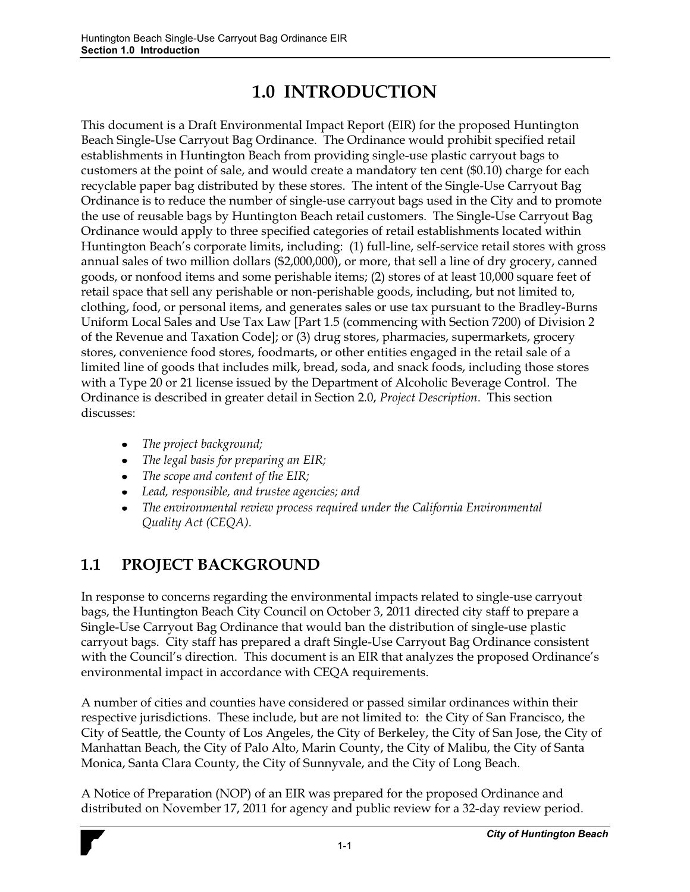# 1.0 INTRODUCTION

This document is a Draft Environmental Impact Report (EIR) for the proposed Huntington Beach Single-Use Carryout Bag Ordinance. The Ordinance would prohibit specified retail establishments in Huntington Beach from providing single-use plastic carryout bags to customers at the point of sale, and would create a mandatory ten cent ($0.10) charge for each recyclable paper bag distributed by these stores. The intent of the Single-Use Carryout Bag Ordinance is to reduce the number of single-use carryout bags used in the City and to promote the use of reusable bags by Huntington Beach retail customers. The Single-Use Carryout Bag Ordinance would apply to three specified categories of retail establishments located within Huntington Beach's corporate limits, including: (1) full-line, self-service retail stores with gross annual sales of two million dollars ($2,000,000), or more, that sell a line of dry grocery, canned goods, or nonfood items and some perishable items; (2) stores of at least 10,000 square feet of retail space that sell any perishable or non-perishable goods, including, but not limited to, clothing, food, or personal items, and generates sales or use tax pursuant to the Bradley-Burns Uniform Local Sales and Use Tax Law [Part 1.5 (commencing with Section 7200) of Division 2 of the Revenue and Taxation Code]; or (3) drug stores, pharmacies, supermarkets, grocery stores, convenience food stores, foodmarts, or other entities engaged in the retail sale of a limited line of goods that includes milk, bread, soda, and snack foods, including those stores with a Type 20 or 21 license issued by the Department of Alcoholic Beverage Control. The Ordinance is described in greater detail in Section 2.0, *Project Description*. This section discusses:

- *The project background;*
- *The legal basis for preparing an EIR;*
- *The scope and content of the EIR;*
- *Lead, responsible, and trustee agencies; and*
- *The environmental review process required under the California Environmental Quality Act (CEQA).*

## 1.1 PROJECT BACKGROUND

In response to concerns regarding the environmental impacts related to single-use carryout bags, the Huntington Beach City Council on October 3, 2011 directed city staff to prepare a Single-Use Carryout Bag Ordinance that would ban the distribution of single-use plastic carryout bags. City staff has prepared a draft Single-Use Carryout Bag Ordinance consistent with the Council's direction. This document is an EIR that analyzes the proposed Ordinance's environmental impact in accordance with CEQA requirements.

A number of cities and counties have considered or passed similar ordinances within their respective jurisdictions. These include, but are not limited to: the City of San Francisco, the City of Seattle, the County of Los Angeles, the City of Berkeley, the City of San Jose, the City of Manhattan Beach, the City of Palo Alto, Marin County, the City of Malibu, the City of Santa Monica, Santa Clara County, the City of Sunnyvale, and the City of Long Beach.

A Notice of Preparation (NOP) of an EIR was prepared for the proposed Ordinance and distributed on November 17, 2011 for agency and public review for a 32-day review period.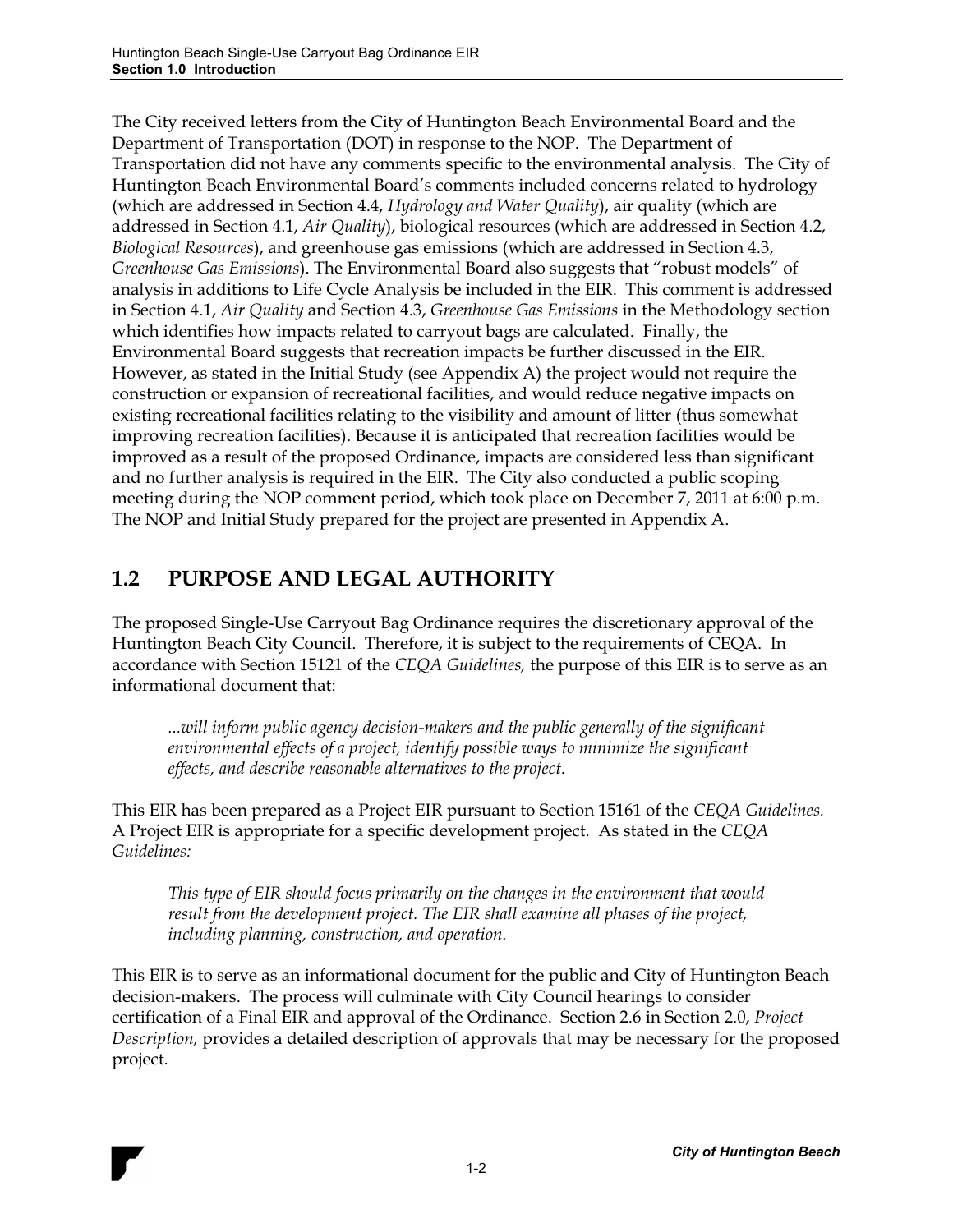The City received letters from the City of Huntington Beach Environmental Board and the Department of Transportation (DOT) in response to the NOP. The Department of Transportation did not have any comments specific to the environmental analysis. The City of Huntington Beach Environmental Board's comments included concerns related to hydrology (which are addressed in Section 4.4, *Hydrology and Water Quality*), air quality (which are addressed in Section 4.1, *Air Quality*), biological resources (which are addressed in Section 4.2, *Biological Resources*), and greenhouse gas emissions (which are addressed in Section 4.3, *Greenhouse Gas Emissions*). The Environmental Board also suggests that "robust models" of analysis in additions to Life Cycle Analysis be included in the EIR. This comment is addressed in Section 4.1, *Air Quality* and Section 4.3, *Greenhouse Gas Emissions* in the Methodology section which identifies how impacts related to carryout bags are calculated. Finally, the Environmental Board suggests that recreation impacts be further discussed in the EIR. However, as stated in the Initial Study (see Appendix A) the project would not require the construction or expansion of recreational facilities, and would reduce negative impacts on existing recreational facilities relating to the visibility and amount of litter (thus somewhat improving recreation facilities). Because it is anticipated that recreation facilities would be improved as a result of the proposed Ordinance, impacts are considered less than significant and no further analysis is required in the EIR. The City also conducted a public scoping meeting during the NOP comment period, which took place on December 7, 2011 at 6:00 p.m. The NOP and Initial Study prepared for the project are presented in Appendix A.

## 1.2 PURPOSE AND LEGAL AUTHORITY

The proposed Single-Use Carryout Bag Ordinance requires the discretionary approval of the Huntington Beach City Council. Therefore, it is subject to the requirements of CEQA. In accordance with Section 15121 of the *CEQA Guidelines,* the purpose of this EIR is to serve as an informational document that:

> *...will inform public agency decision-makers and the public generally of the significant environmental effects of a project, identify possible ways to minimize the significant effects, and describe reasonable alternatives to the project.*

This EIR has been prepared as a Project EIR pursuant to Section 15161 of the *CEQA Guidelines.* A Project EIR is appropriate for a specific development project. As stated in the *CEQA Guidelines:*

> *This type of EIR should focus primarily on the changes in the environment that would result from the development project. The EIR shall examine all phases of the project, including planning, construction, and operation.*

This EIR is to serve as an informational document for the public and City of Huntington Beach decision-makers. The process will culminate with City Council hearings to consider certification of a Final EIR and approval of the Ordinance. Section 2.6 in Section 2.0, *Project Description,* provides a detailed description of approvals that may be necessary for the proposed project.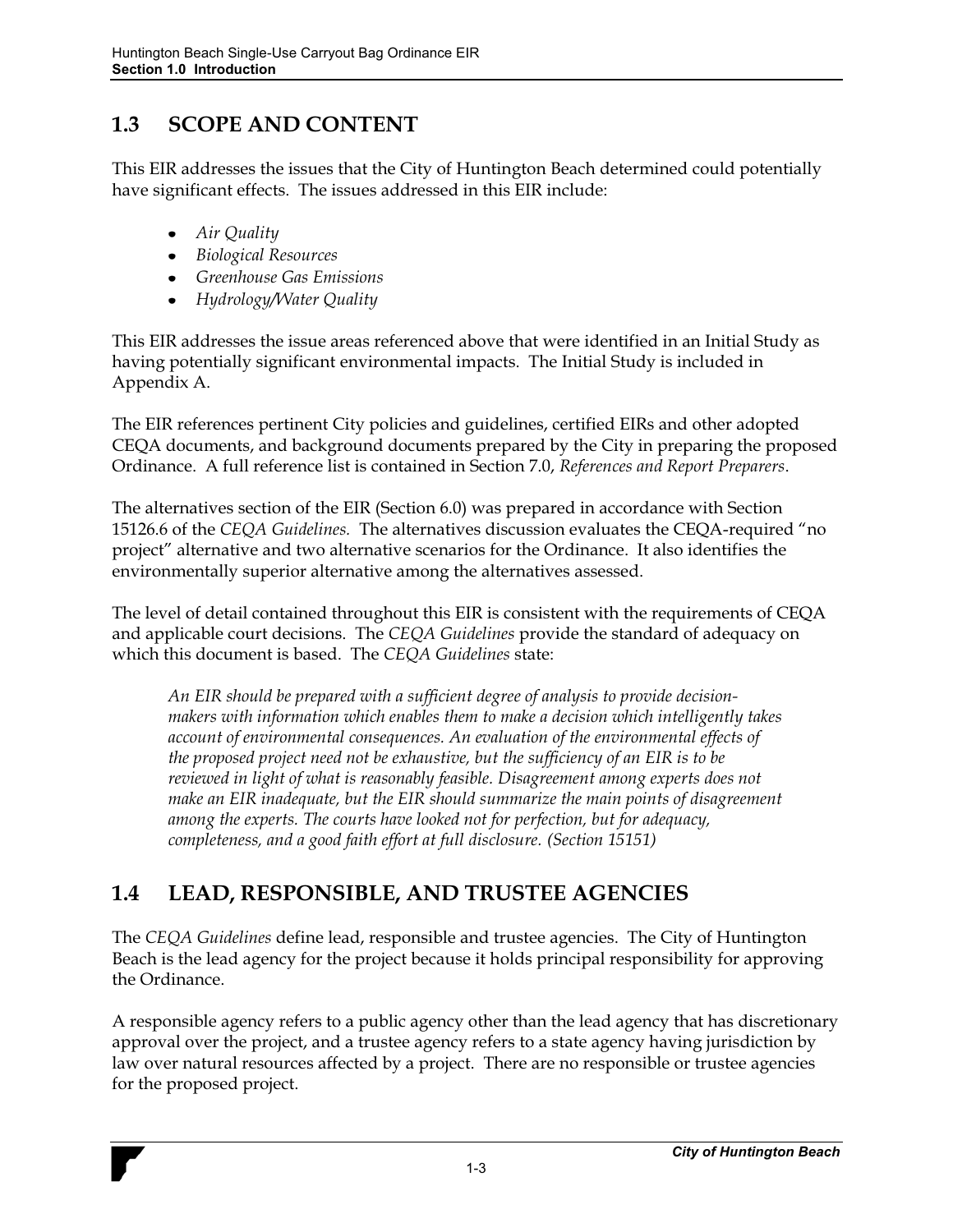## 1.3 SCOPE AND CONTENT

This EIR addresses the issues that the City of Huntington Beach determined could potentially have significant effects. The issues addressed in this EIR include:

- *Air Quality*
- *Biological Resources*
- *Greenhouse Gas Emissions*
- *Hydrology/Water Quality*

This EIR addresses the issue areas referenced above that were identified in an Initial Study as having potentially significant environmental impacts. The Initial Study is included in Appendix A.

The EIR references pertinent City policies and guidelines, certified EIRs and other adopted CEQA documents, and background documents prepared by the City in preparing the proposed Ordinance. A full reference list is contained in Section 7.0, *References and Report Preparers*.

The alternatives section of the EIR (Section 6.0) was prepared in accordance with Section 15126.6 of the *CEQA Guidelines.* The alternatives discussion evaluates the CEQA-required "no project" alternative and two alternative scenarios for the Ordinance. It also identifies the environmentally superior alternative among the alternatives assessed.

The level of detail contained throughout this EIR is consistent with the requirements of CEQA and applicable court decisions. The *CEQA Guidelines* provide the standard of adequacy on which this document is based. The *CEQA Guidelines* state:

> *An EIR should be prepared with a sufficient degree of analysis to provide decision-makers with information which enables them to make a decision which intelligently takes account of environmental consequences. An evaluation of the environmental effects of the proposed project need not be exhaustive, but the sufficiency of an EIR is to be reviewed in light of what is reasonably feasible. Disagreement among experts does not make an EIR inadequate, but the EIR should summarize the main points of disagreement among the experts. The courts have looked not for perfection, but for adequacy, completeness, and a good faith effort at full disclosure. (Section 15151)*

## 1.4 LEAD, RESPONSIBLE, AND TRUSTEE AGENCIES

The *CEQA Guidelines* define lead, responsible and trustee agencies. The City of Huntington Beach is the lead agency for the project because it holds principal responsibility for approving the Ordinance.

A responsible agency refers to a public agency other than the lead agency that has discretionary approval over the project, and a trustee agency refers to a state agency having jurisdiction by law over natural resources affected by a project. There are no responsible or trustee agencies for the proposed project.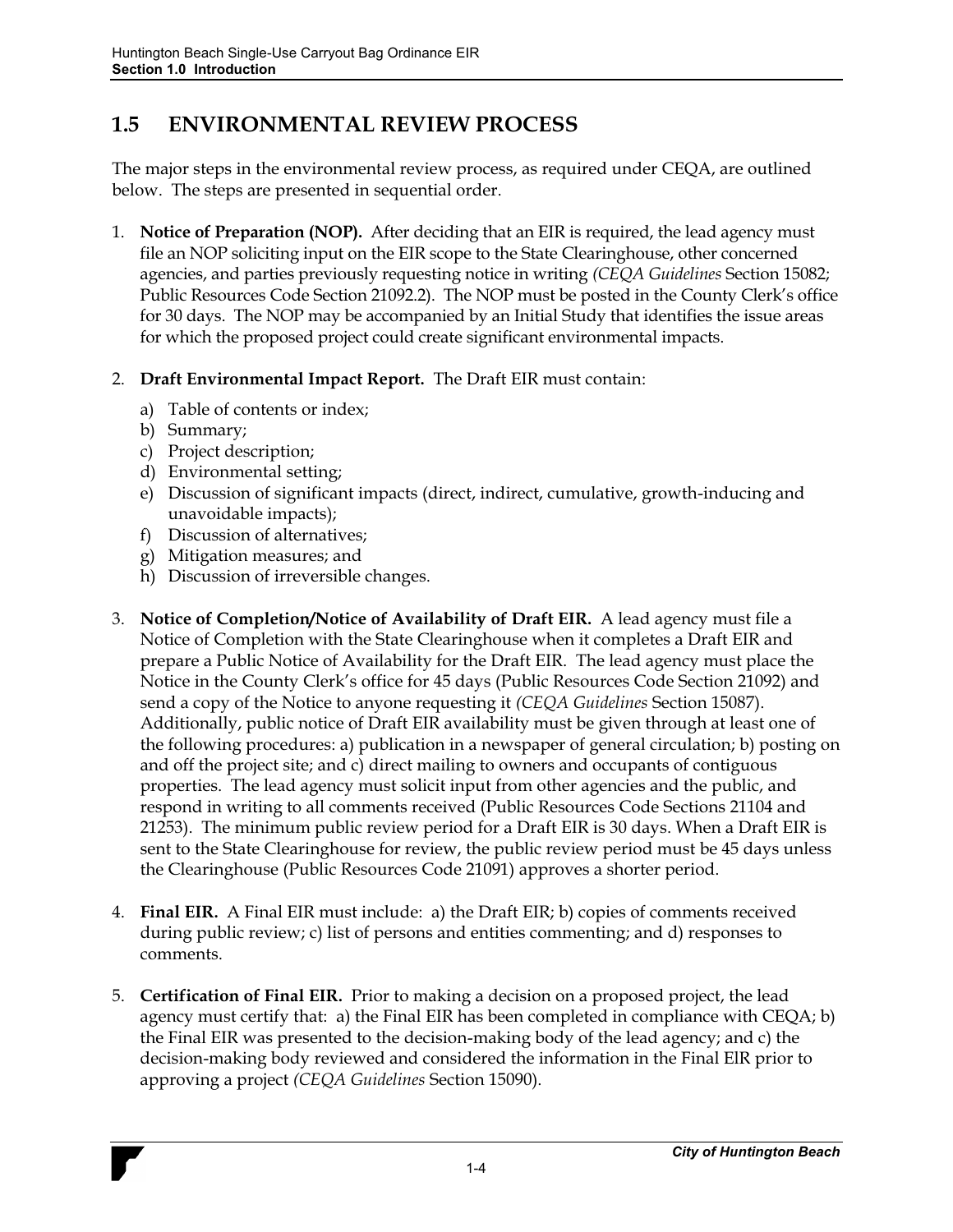## 1.5 ENVIRONMENTAL REVIEW PROCESS

The major steps in the environmental review process, as required under CEQA, are outlined below. The steps are presented in sequential order.

1. **Notice of Preparation (NOP).** After deciding that an EIR is required, the lead agency must file an NOP soliciting input on the EIR scope to the State Clearinghouse, other concerned agencies, and parties previously requesting notice in writing *(CEQA Guidelines* Section 15082; Public Resources Code Section 21092.2). The NOP must be posted in the County Clerk's office for 30 days. The NOP may be accompanied by an Initial Study that identifies the issue areas for which the proposed project could create significant environmental impacts.

2. **Draft Environmental Impact Report.** The Draft EIR must contain:
   a) Table of contents or index;
   b) Summary;
   c) Project description;
   d) Environmental setting;
   e) Discussion of significant impacts (direct, indirect, cumulative, growth-inducing and unavoidable impacts);
   f) Discussion of alternatives;
   g) Mitigation measures; and
   h) Discussion of irreversible changes.

3. **Notice of Completion/Notice of Availability of Draft EIR.** A lead agency must file a Notice of Completion with the State Clearinghouse when it completes a Draft EIR and prepare a Public Notice of Availability for the Draft EIR. The lead agency must place the Notice in the County Clerk's office for 45 days (Public Resources Code Section 21092) and send a copy of the Notice to anyone requesting it *(CEQA Guidelines* Section 15087). Additionally, public notice of Draft EIR availability must be given through at least one of the following procedures: a) publication in a newspaper of general circulation; b) posting on and off the project site; and c) direct mailing to owners and occupants of contiguous properties. The lead agency must solicit input from other agencies and the public, and respond in writing to all comments received (Public Resources Code Sections 21104 and 21253). The minimum public review period for a Draft EIR is 30 days. When a Draft EIR is sent to the State Clearinghouse for review, the public review period must be 45 days unless the Clearinghouse (Public Resources Code 21091) approves a shorter period.

4. **Final EIR.** A Final EIR must include: a) the Draft EIR; b) copies of comments received during public review; c) list of persons and entities commenting; and d) responses to comments.

5. **Certification of Final EIR.** Prior to making a decision on a proposed project, the lead agency must certify that: a) the Final EIR has been completed in compliance with CEQA; b) the Final EIR was presented to the decision-making body of the lead agency; and c) the decision-making body reviewed and considered the information in the Final EIR prior to approving a project *(CEQA Guidelines* Section 15090).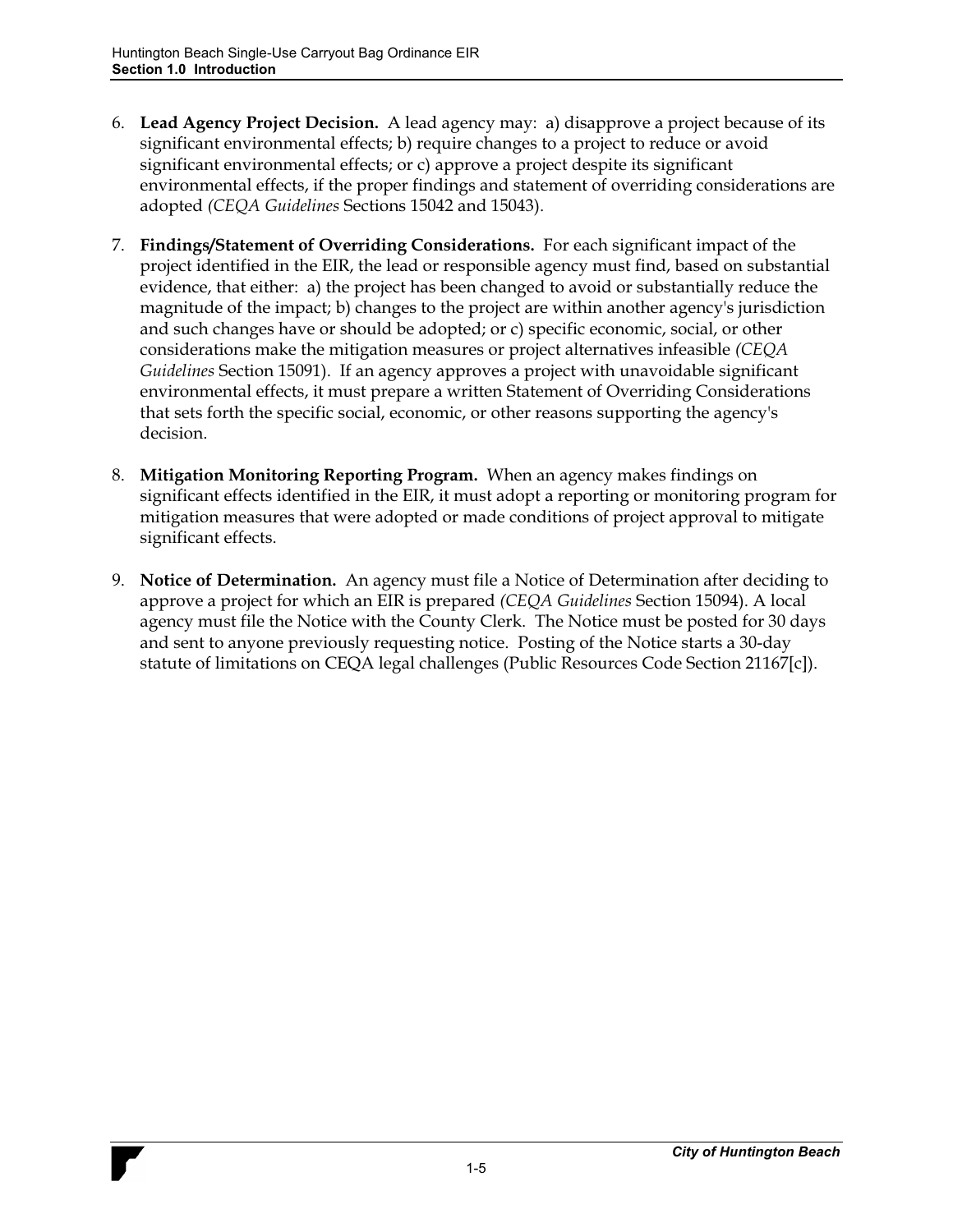6. **Lead Agency Project Decision.** A lead agency may: a) disapprove a project because of its significant environmental effects; b) require changes to a project to reduce or avoid significant environmental effects; or c) approve a project despite its significant environmental effects, if the proper findings and statement of overriding considerations are adopted *(CEQA Guidelines* Sections 15042 and 15043).

7. **Findings/Statement of Overriding Considerations.** For each significant impact of the project identified in the EIR, the lead or responsible agency must find, based on substantial evidence, that either: a) the project has been changed to avoid or substantially reduce the magnitude of the impact; b) changes to the project are within another agency's jurisdiction and such changes have or should be adopted; or c) specific economic, social, or other considerations make the mitigation measures or project alternatives infeasible *(CEQA Guidelines* Section 15091). If an agency approves a project with unavoidable significant environmental effects, it must prepare a written Statement of Overriding Considerations that sets forth the specific social, economic, or other reasons supporting the agency's decision.

8. **Mitigation Monitoring Reporting Program.** When an agency makes findings on significant effects identified in the EIR, it must adopt a reporting or monitoring program for mitigation measures that were adopted or made conditions of project approval to mitigate significant effects.

9. **Notice of Determination.** An agency must file a Notice of Determination after deciding to approve a project for which an EIR is prepared *(CEQA Guidelines* Section 15094). A local agency must file the Notice with the County Clerk. The Notice must be posted for 30 days and sent to anyone previously requesting notice. Posting of the Notice starts a 30-day statute of limitations on CEQA legal challenges (Public Resources Code Section 21167[c]).